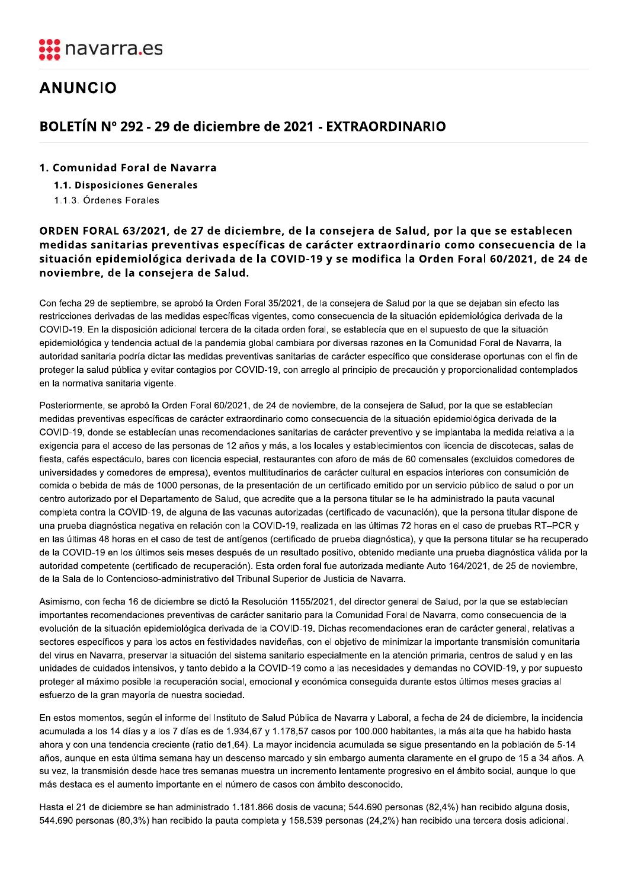navarra.es

# ANUNCIO

## BOLETÍN Nº 292 - 29 de diciembre de 2021 - EXTRAORDINARIO

**1. Comunidad Foral de Navarra**

**1.1. Disposiciones Generales**

1.1.3. Órdenes Forales

### ORDEN FORAL 63/2021, de 27 de diciembre, de la consejera de Salud, por la que se establecen medidas sanitarias preventivas específicas de carácter extraordinario como consecuencia de la situación epidemiológica derivada de la COVID-19 y se modifica la Orden Foral 60/2021, de 24 de noviembre, de la consejera de Salud.

Con fecha 29 de septiembre, se aprobó la Orden Foral 35/2021, de la consejera de Salud por la que se dejaban sin efecto las restricciones derivadas de las medidas específicas vigentes, como consecuencia de la situación epidemiológica derivada de la COVID-19. En la disposición adicional tercera de la citada orden foral, se establecía que en el supuesto de que la situación epidemiológica y tendencia actual de la pandemia global cambiara por diversas razones en la Comunidad Foral de Navarra, la autoridad sanitaria podría dictar las medidas preventivas sanitarias de carácter específico que considerase oportunas con el fin de proteger la salud pública y evitar contagios por COVID-19, con arreglo al principio de precaución y proporcionalidad contemplados en la normativa sanitaria vigente.

Posteriormente, se aprobó la Orden Foral 60/2021, de 24 de noviembre, de la consejera de Salud, por la que se establecían medidas preventivas específicas de carácter extraordinario como consecuencia de la situación epidemiológica derivada de la COVID-19, donde se establecían unas recomendaciones sanitarias de carácter preventivo y se implantaba la medida relativa a la exigencia para el acceso de las personas de 12 años y más, a los locales y establecimientos con licencia de discotecas, salas de fiesta, cafés espectáculo, bares con licencia especial, restaurantes con aforo de más de 60 comensales (excluidos comedores de universidades y comedores de empresa), eventos multitudinarios de carácter cultural en espacios interiores con consumición de comida o bebida de más de 1000 personas, de la presentación de un certificado emitido por un servicio público de salud o por un centro autorizado por el Departamento de Salud, que acredite que a la persona titular se le ha administrado la pauta vacunal completa contra la COVID-19, de alguna de las vacunas autorizadas (certificado de vacunación), que la persona titular dispone de una prueba diagnóstica negativa en relación con la COVID-19, realizada en las últimas 72 horas en el caso de pruebas RT–PCR y en las últimas 48 horas en el caso de test de antígenos (certificado de prueba diagnóstica), y que la persona titular se ha recuperado de la COVID-19 en los últimos seis meses después de un resultado positivo, obtenido mediante una prueba diagnóstica válida por la autoridad competente (certificado de recuperación). Esta orden foral fue autorizada mediante Auto 164/2021, de 25 de noviembre, de la Sala de lo Contencioso-administrativo del Tribunal Superior de Justicia de Navarra.

Asimismo, con fecha 16 de diciembre se dictó la Resolución 1155/2021, del director general de Salud, por la que se establecían importantes recomendaciones preventivas de carácter sanitario para la Comunidad Foral de Navarra, como consecuencia de la evolución de la situación epidemiológica derivada de la COVID-19. Dichas recomendaciones eran de carácter general, relativas a sectores específicos y para los actos en festividades navideñas, con el objetivo de minimizar la importante transmisión comunitaria del virus en Navarra, preservar la situación del sistema sanitario especialmente en la atención primaria, centros de salud y en las unidades de cuidados intensivos, y tanto debido a la COVID-19 como a las necesidades y demandas no COVID-19, y por supuesto proteger al máximo posible la recuperación social, emocional y económica conseguida durante estos últimos meses gracias al esfuerzo de la gran mayoría de nuestra sociedad.

En estos momentos, según el informe del Instituto de Salud Pública de Navarra y Laboral, a fecha de 24 de diciembre, la incidencia acumulada a los 14 días y a los 7 días es de 1.934,67 y 1.178,57 casos por 100.000 habitantes, la más alta que ha habido hasta ahora y con una tendencia creciente (ratio de1,64). La mayor incidencia acumulada se sigue presentando en la población de 5-14 años, aunque en esta última semana hay un descenso marcado y sin embargo aumenta claramente en el grupo de 15 a 34 años. A su vez, la transmisión desde hace tres semanas muestra un incremento lentamente progresivo en el ámbito social, aunque lo que más destaca es el aumento importante en el número de casos con ámbito desconocido.

Hasta el 21 de diciembre se han administrado 1.181.866 dosis de vacuna; 544.690 personas (82,4%) han recibido alguna dosis, 544.690 personas (80,3%) han recibido la pauta completa y 158.539 personas (24,2%) han recibido una tercera dosis adicional.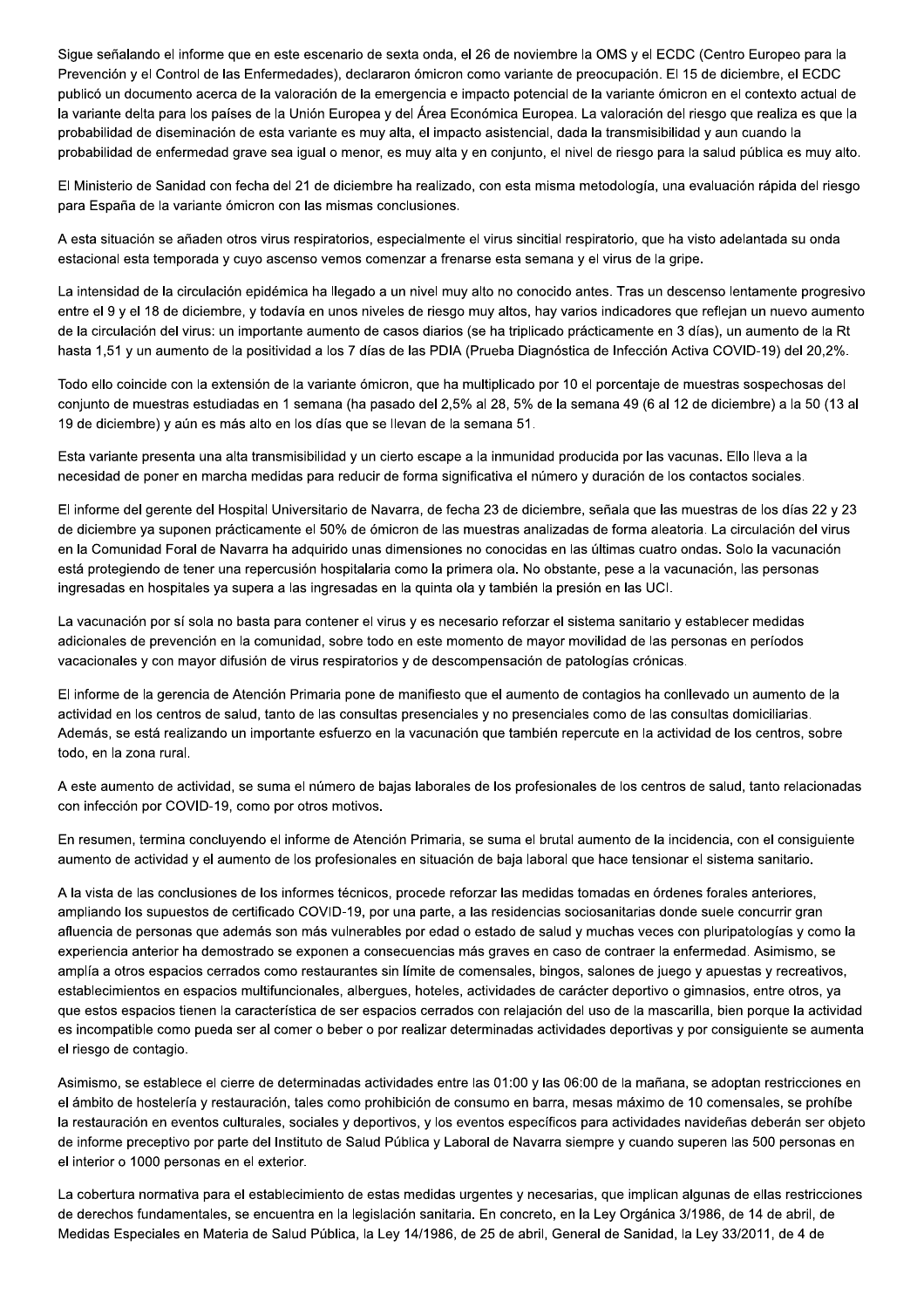Sigue señalando el informe que en este escenario de sexta onda, el 26 de noviembre la OMS y el ECDC (Centro Europeo para la Prevención y el Control de las Enfermedades), declararon ómicron como variante de preocupación. El 15 de diciembre, el ECDC publicó un documento acerca de la valoración de la emergencia e impacto potencial de la variante ómicron en el contexto actual de la variante delta para los países de la Unión Europea y del Área Económica Europea. La valoración del riesgo que realiza es que la probabilidad de diseminación de esta variante es muy alta, el impacto asistencial, dada la transmisibilidad y aun cuando la probabilidad de enfermedad grave sea igual o menor, es muy alta y en conjunto, el nivel de riesgo para la salud pública es muy alto.

El Ministerio de Sanidad con fecha del 21 de diciembre ha realizado, con esta misma metodología, una evaluación rápida del riesgo para España de la variante ómicron con las mismas conclusiones.

A esta situación se añaden otros virus respiratorios, especialmente el virus sincitial respiratorio, que ha visto adelantada su onda estacional esta temporada y cuyo ascenso vemos comenzar a frenarse esta semana y el virus de la gripe.

La intensidad de la circulación epidémica ha llegado a un nivel muy alto no conocido antes. Tras un descenso lentamente progresivo entre el 9 y el 18 de diciembre, y todavía en unos niveles de riesgo muy altos, hay varios indicadores que reflejan un nuevo aumento de la circulación del virus: un importante aumento de casos diarios (se ha triplicado prácticamente en 3 días), un aumento de la Rt hasta 1,51 y un aumento de la positividad a los 7 días de las PDIA (Prueba Diagnóstica de Infección Activa COVID-19) del 20,2%.

Todo ello coincide con la extensión de la variante ómicron, que ha multiplicado por 10 el porcentaje de muestras sospechosas del conjunto de muestras estudiadas en 1 semana (ha pasado del 2,5% al 28, 5% de la semana 49 (6 al 12 de diciembre) a la 50 (13 al 19 de diciembre) y aún es más alto en los días que se llevan de la semana 51.

Esta variante presenta una alta transmisibilidad y un cierto escape a la inmunidad producida por las vacunas. Ello lleva a la necesidad de poner en marcha medidas para reducir de forma significativa el número y duración de los contactos sociales.

El informe del gerente del Hospital Universitario de Navarra, de fecha 23 de diciembre, señala que las muestras de los días 22 y 23 de diciembre ya suponen prácticamente el 50% de ómicron de las muestras analizadas de forma aleatoria. La circulación del virus en la Comunidad Foral de Navarra ha adquirido unas dimensiones no conocidas en las últimas cuatro ondas. Solo la vacunación está protegiendo de tener una repercusión hospitalaria como la primera ola. No obstante, pese a la vacunación, las personas ingresadas en hospitales ya supera a las ingresadas en la quinta ola y también la presión en las UCI.

La vacunación por sí sola no basta para contener el virus y es necesario reforzar el sistema sanitario y establecer medidas adicionales de prevención en la comunidad, sobre todo en este momento de mayor movilidad de las personas en períodos vacacionales y con mayor difusión de virus respiratorios y de descompensación de patologías crónicas.

El informe de la gerencia de Atención Primaria pone de manifiesto que el aumento de contagios ha conllevado un aumento de la actividad en los centros de salud, tanto de las consultas presenciales y no presenciales como de las consultas domiciliarias. Además, se está realizando un importante esfuerzo en la vacunación que también repercute en la actividad de los centros, sobre todo, en la zona rural.

A este aumento de actividad, se suma el número de bajas laborales de los profesionales de los centros de salud, tanto relacionadas con infección por COVID-19, como por otros motivos.

En resumen, termina concluyendo el informe de Atención Primaria, se suma el brutal aumento de la incidencia, con el consiguiente aumento de actividad y el aumento de los profesionales en situación de baja laboral que hace tensionar el sistema sanitario.

A la vista de las conclusiones de los informes técnicos, procede reforzar las medidas tomadas en órdenes forales anteriores, ampliando los supuestos de certificado COVID-19, por una parte, a las residencias sociosanitarias donde suele concurrir gran afluencia de personas que además son más vulnerables por edad o estado de salud y muchas veces con pluripatologías y como la experiencia anterior ha demostrado se exponen a consecuencias más graves en caso de contraer la enfermedad. Asimismo, se amplía a otros espacios cerrados como restaurantes sin límite de comensales, bingos, salones de juego y apuestas y recreativos, establecimientos en espacios multifuncionales, albergues, hoteles, actividades de carácter deportivo o gimnasios, entre otros, ya que estos espacios tienen la característica de ser espacios cerrados con relajación del uso de la mascarilla, bien porque la actividad es incompatible como pueda ser al comer o beber o por realizar determinadas actividades deportivas y por consiguiente se aumenta el riesgo de contagio.

Asimismo, se establece el cierre de determinadas actividades entre las 01:00 y las 06:00 de la mañana, se adoptan restricciones en el ámbito de hostelería y restauración, tales como prohibición de consumo en barra, mesas máximo de 10 comensales, se prohíbe la restauración en eventos culturales, sociales y deportivos, y los eventos específicos para actividades navideñas deberán ser objeto de informe preceptivo por parte del Instituto de Salud Pública y Laboral de Navarra siempre y cuando superen las 500 personas en el interior o 1000 personas en el exterior.

La cobertura normativa para el establecimiento de estas medidas urgentes y necesarias, que implican algunas de ellas restricciones de derechos fundamentales, se encuentra en la legislación sanitaria. En concreto, en la Ley Orgánica 3/1986, de 14 de abril, de Medidas Especiales en Materia de Salud Pública, la Ley 14/1986, de 25 de abril, General de Sanidad, la Ley 33/2011, de 4 de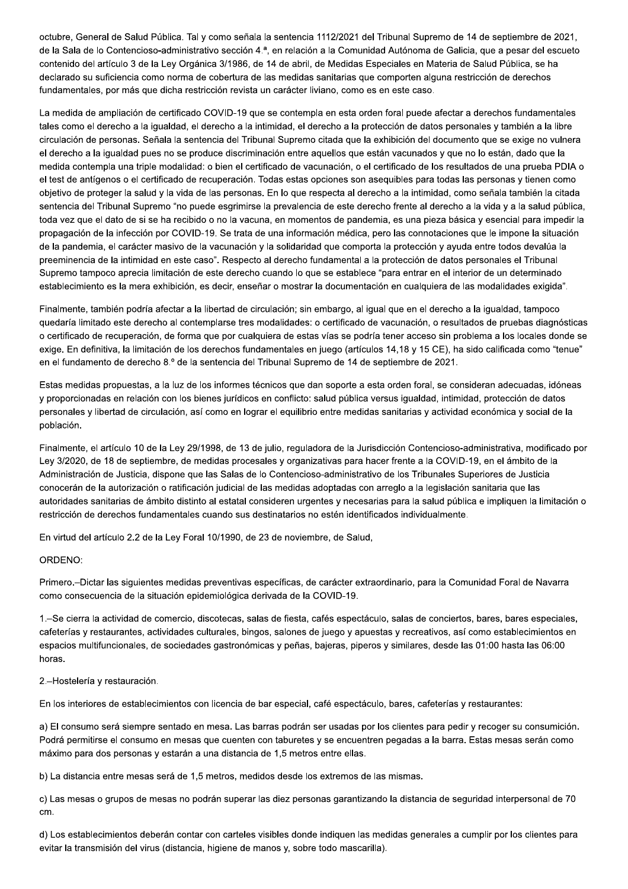octubre, General de Salud Pública. Tal y como señala la sentencia 1112/2021 del Tribunal Supremo de 14 de septiembre de 2021, de la Sala de lo Contencioso-administrativo sección 4.ª, en relación a la Comunidad Autónoma de Galicia, que a pesar del escueto contenido del artículo 3 de la Ley Orgánica 3/1986, de 14 de abril, de Medidas Especiales en Materia de Salud Pública, se ha declarado su suficiencia como norma de cobertura de las medidas sanitarias que comporten alguna restricción de derechos fundamentales, por más que dicha restricción revista un carácter liviano, como es en este caso.

La medida de ampliación de certificado COVID-19 que se contempla en esta orden foral puede afectar a derechos fundamentales tales como el derecho a la igualdad, el derecho a la intimidad, el derecho a la protección de datos personales y también a la libre circulación de personas. Señala la sentencia del Tribunal Supremo citada que la exhibición del documento que se exige no vulnera el derecho a la igualdad pues no se produce discriminación entre aquellos que están vacunados y que no lo están, dado que la medida contempla una triple modalidad: o bien el certificado de vacunación, o el certificado de los resultados de una prueba PDIA o el test de antígenos o el certificado de recuperación. Todas estas opciones son asequibles para todas las personas y tienen como objetivo de proteger la salud y la vida de las personas. En lo que respecta al derecho a la intimidad, como señala también la citada sentencia del Tribunal Supremo "no puede esgrimirse la prevalencia de este derecho frente al derecho a la vida y a la salud pública, toda vez que el dato de si se ha recibido o no la vacuna, en momentos de pandemia, es una pieza básica y esencial para impedir la propagación de la infección por COVID-19. Se trata de una información médica, pero las connotaciones que le impone la situación de la pandemia, el carácter masivo de la vacunación y la solidaridad que comporta la protección y ayuda entre todos devalúa la preeminencia de la intimidad en este caso". Respecto al derecho fundamental a la protección de datos personales el Tribunal Supremo tampoco aprecia limitación de este derecho cuando lo que se establece "para entrar en el interior de un determinado establecimiento es la mera exhibición, es decir, enseñar o mostrar la documentación en cualquiera de las modalidades exigida".

Finalmente, también podría afectar a la libertad de circulación; sin embargo, al igual que en el derecho a la igualdad, tampoco quedaría limitado este derecho al contemplarse tres modalidades: o certificado de vacunación, o resultados de pruebas diagnósticas o certificado de recuperación, de forma que por cualquiera de estas vías se podría tener acceso sin problema a los locales donde se exige. En definitiva, la limitación de los derechos fundamentales en juego (artículos 14,18 y 15 CE), ha sido calificada como "tenue" en el fundamento de derecho 8.º de la sentencia del Tribunal Supremo de 14 de septiembre de 2021.

Estas medidas propuestas, a la luz de los informes técnicos que dan soporte a esta orden foral, se consideran adecuadas, idóneas y proporcionadas en relación con los bienes jurídicos en conflicto: salud pública versus igualdad, intimidad, protección de datos personales y libertad de circulación, así como en lograr el equilibrio entre medidas sanitarias y actividad económica y social de la población.

Finalmente, el artículo 10 de la Ley 29/1998, de 13 de julio, reguladora de la Jurisdicción Contencioso-administrativa, modificado por Ley 3/2020, de 18 de septiembre, de medidas procesales y organizativas para hacer frente a la COVID-19, en el ámbito de la Administración de Justicia, dispone que las Salas de lo Contencioso-administrativo de los Tribunales Superiores de Justicia conocerán de la autorización o ratificación judicial de las medidas adoptadas con arreglo a la legislación sanitaria que las autoridades sanitarias de ámbito distinto al estatal consideren urgentes y necesarias para la salud pública e impliquen la limitación o restricción de derechos fundamentales cuando sus destinatarios no estén identificados individualmente.

En virtud del artículo 2.2 de la Ley Foral 10/1990, de 23 de noviembre, de Salud,

ORDENO:

Primero.–Dictar las siguientes medidas preventivas específicas, de carácter extraordinario, para la Comunidad Foral de Navarra como consecuencia de la situación epidemiológica derivada de la COVID-19.

1.–Se cierra la actividad de comercio, discotecas, salas de fiesta, cafés espectáculo, salas de conciertos, bares, bares especiales, cafeterías y restaurantes, actividades culturales, bingos, salones de juego y apuestas y recreativos, así como establecimientos en espacios multifuncionales, de sociedades gastronómicas y peñas, bajeras, piperos y similares, desde las 01:00 hasta las 06:00 horas.

2.–Hostelería y restauración.

En los interiores de establecimientos con licencia de bar especial, café espectáculo, bares, cafeterías y restaurantes:

a) El consumo será siempre sentado en mesa. Las barras podrán ser usadas por los clientes para pedir y recoger su consumición. Podrá permitirse el consumo en mesas que cuenten con taburetes y se encuentren pegadas a la barra. Estas mesas serán como máximo para dos personas y estarán a una distancia de 1,5 metros entre ellas.

b) La distancia entre mesas será de 1,5 metros, medidos desde los extremos de las mismas.

c) Las mesas o grupos de mesas no podrán superar las diez personas garantizando la distancia de seguridad interpersonal de 70 cm.

d) Los establecimientos deberán contar con carteles visibles donde indiquen las medidas generales a cumplir por los clientes para evitar la transmisión del virus (distancia, higiene de manos y, sobre todo mascarilla).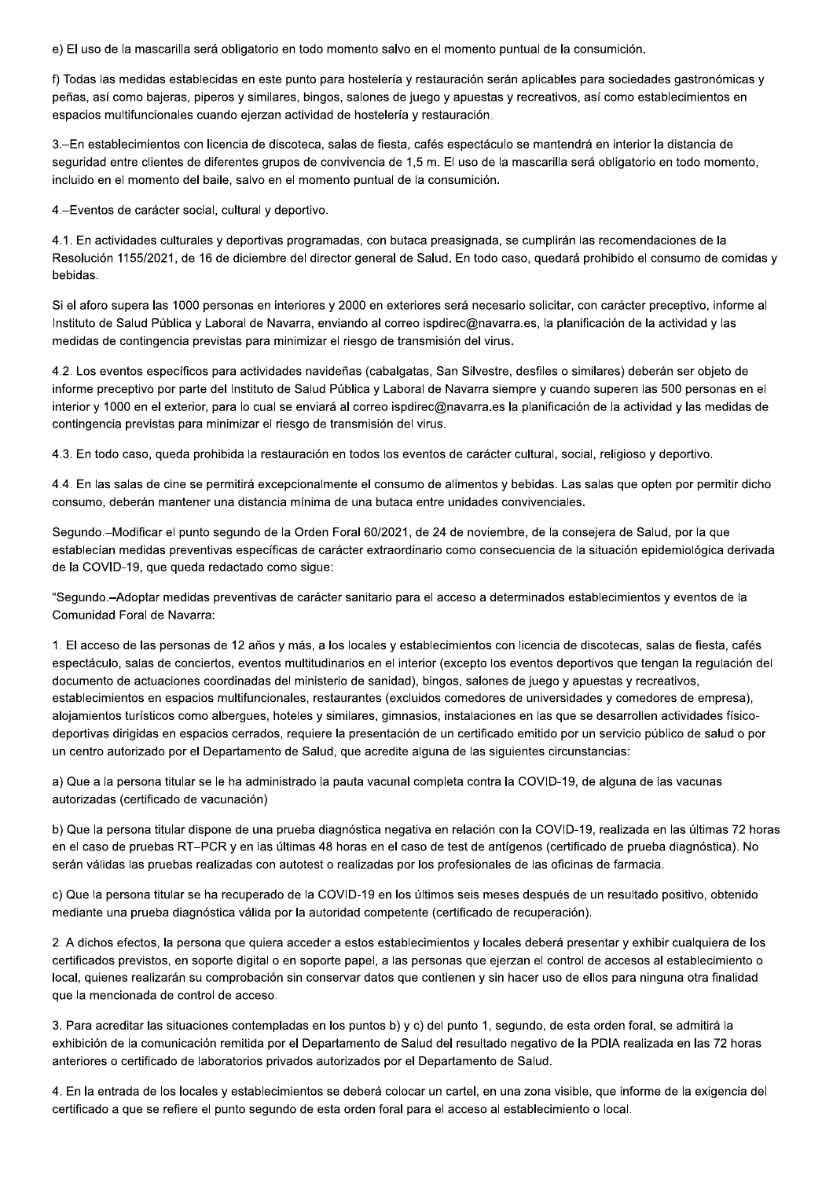e) El uso de la mascarilla será obligatorio en todo momento salvo en el momento puntual de la consumición.

f) Todas las medidas establecidas en este punto para hostelería y restauración serán aplicables para sociedades gastronómicas y peñas, así como bajeras, piperos y similares, bingos, salones de juego y apuestas y recreativos, así como establecimientos en espacios multifuncionales cuando ejerzan actividad de hostelería y restauración.

3.–En establecimientos con licencia de discoteca, salas de fiesta, cafés espectáculo se mantendrá en interior la distancia de seguridad entre clientes de diferentes grupos de convivencia de 1,5 m. El uso de la mascarilla será obligatorio en todo momento, incluido en el momento del baile, salvo en el momento puntual de la consumición.

4.–Eventos de carácter social, cultural y deportivo.

4.1. En actividades culturales y deportivas programadas, con butaca preasignada, se cumplirán las recomendaciones de la Resolución 1155/2021, de 16 de diciembre del director general de Salud. En todo caso, quedará prohibido el consumo de comidas y bebidas.

Si el aforo supera las 1000 personas en interiores y 2000 en exteriores será necesario solicitar, con carácter preceptivo, informe al Instituto de Salud Pública y Laboral de Navarra, enviando al correo ispdirec@navarra.es, la planificación de la actividad y las medidas de contingencia previstas para minimizar el riesgo de transmisión del virus.

4.2. Los eventos específicos para actividades navideñas (cabalgatas, San Silvestre, desfiles o similares) deberán ser objeto de informe preceptivo por parte del Instituto de Salud Pública y Laboral de Navarra siempre y cuando superen las 500 personas en el interior y 1000 en el exterior, para lo cual se enviará al correo ispdirec@navarra.es la planificación de la actividad y las medidas de contingencia previstas para minimizar el riesgo de transmisión del virus.

4.3. En todo caso, queda prohibida la restauración en todos los eventos de carácter cultural, social, religioso y deportivo.

4.4. En las salas de cine se permitirá excepcionalmente el consumo de alimentos y bebidas. Las salas que opten por permitir dicho consumo, deberán mantener una distancia mínima de una butaca entre unidades convivenciales.

Segundo.–Modificar el punto segundo de la Orden Foral 60/2021, de 24 de noviembre, de la consejera de Salud, por la que establecían medidas preventivas específicas de carácter extraordinario como consecuencia de la situación epidemiológica derivada de la COVID-19, que queda redactado como sigue:

"Segundo.–Adoptar medidas preventivas de carácter sanitario para el acceso a determinados establecimientos y eventos de la Comunidad Foral de Navarra:

1. El acceso de las personas de 12 años y más, a los locales y establecimientos con licencia de discotecas, salas de fiesta, cafés espectáculo, salas de conciertos, eventos multitudinarios en el interior (excepto los eventos deportivos que tengan la regulación del documento de actuaciones coordinadas del ministerio de sanidad), bingos, salones de juego y apuestas y recreativos, establecimientos en espacios multifuncionales, restaurantes (excluidos comedores de universidades y comedores de empresa), alojamientos turísticos como albergues, hoteles y similares, gimnasios, instalaciones en las que se desarrollen actividades físico-deportivas dirigidas en espacios cerrados, requiere la presentación de un certificado emitido por un servicio público de salud o por un centro autorizado por el Departamento de Salud, que acredite alguna de las siguientes circunstancias:

a) Que a la persona titular se le ha administrado la pauta vacunal completa contra la COVID-19, de alguna de las vacunas autorizadas (certificado de vacunación)

b) Que la persona titular dispone de una prueba diagnóstica negativa en relación con la COVID-19, realizada en las últimas 72 horas en el caso de pruebas RT–PCR y en las últimas 48 horas en el caso de test de antígenos (certificado de prueba diagnóstica). No serán válidas las pruebas realizadas con autotest o realizadas por los profesionales de las oficinas de farmacia.

c) Que la persona titular se ha recuperado de la COVID-19 en los últimos seis meses después de un resultado positivo, obtenido mediante una prueba diagnóstica válida por la autoridad competente (certificado de recuperación).

2. A dichos efectos, la persona que quiera acceder a estos establecimientos y locales deberá presentar y exhibir cualquiera de los certificados previstos, en soporte digital o en soporte papel, a las personas que ejerzan el control de accesos al establecimiento o local, quienes realizarán su comprobación sin conservar datos que contienen y sin hacer uso de ellos para ninguna otra finalidad que la mencionada de control de acceso.

3. Para acreditar las situaciones contempladas en los puntos b) y c) del punto 1, segundo, de esta orden foral, se admitirá la exhibición de la comunicación remitida por el Departamento de Salud del resultado negativo de la PDIA realizada en las 72 horas anteriores o certificado de laboratorios privados autorizados por el Departamento de Salud.

4. En la entrada de los locales y establecimientos se deberá colocar un cartel, en una zona visible, que informe de la exigencia del certificado a que se refiere el punto segundo de esta orden foral para el acceso al establecimiento o local.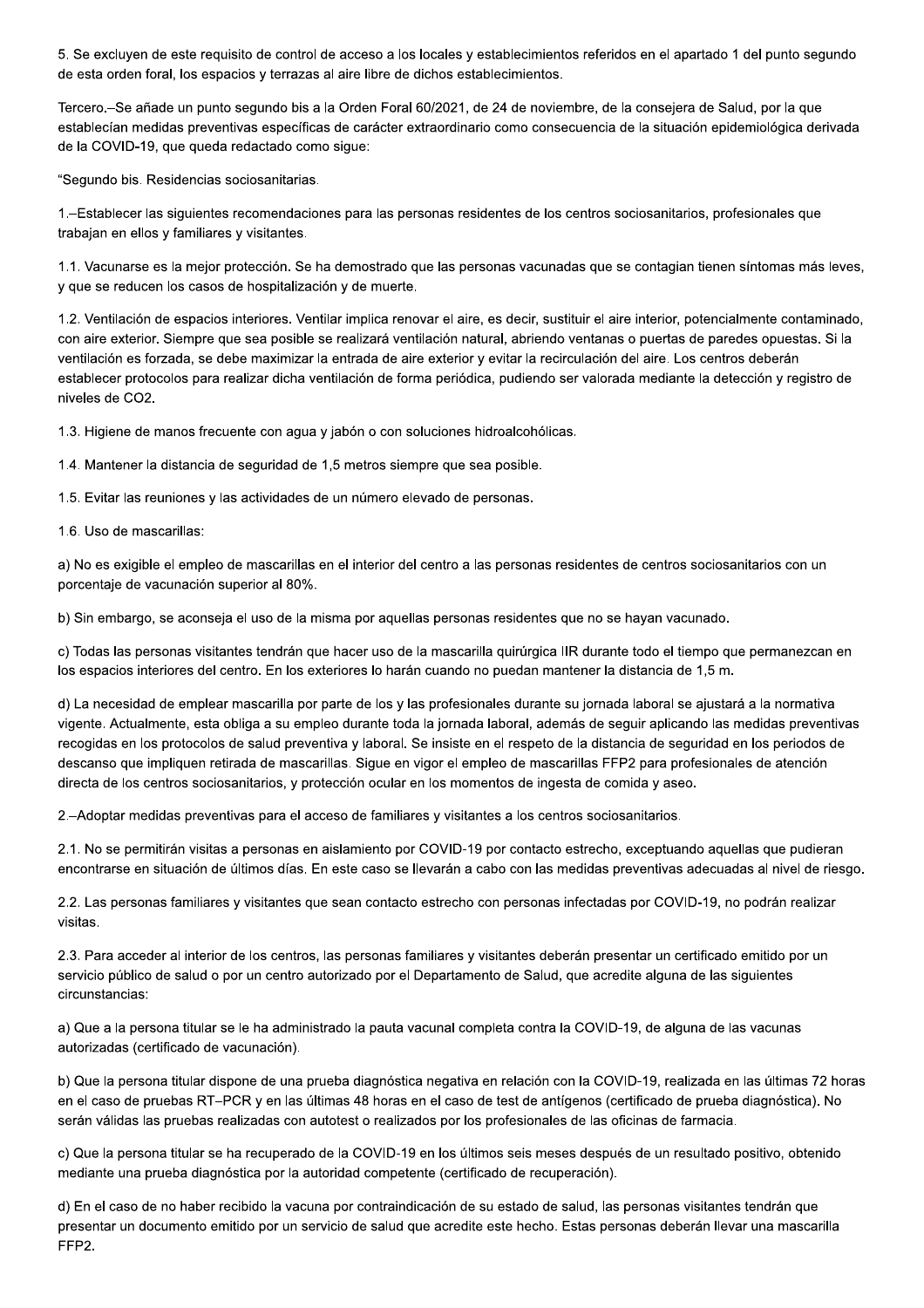5. Se excluyen de este requisito de control de acceso a los locales y establecimientos referidos en el apartado 1 del punto segundo de esta orden foral, los espacios y terrazas al aire libre de dichos establecimientos.

Tercero.–Se añade un punto segundo bis a la Orden Foral 60/2021, de 24 de noviembre, de la consejera de Salud, por la que establecían medidas preventivas específicas de carácter extraordinario como consecuencia de la situación epidemiológica derivada de la COVID-19, que queda redactado como sigue:

"Segundo bis. Residencias sociosanitarias.

1.–Establecer las siguientes recomendaciones para las personas residentes de los centros sociosanitarios, profesionales que trabajan en ellos y familiares y visitantes.

1.1. Vacunarse es la mejor protección. Se ha demostrado que las personas vacunadas que se contagian tienen síntomas más leves, y que se reducen los casos de hospitalización y de muerte.

1.2. Ventilación de espacios interiores. Ventilar implica renovar el aire, es decir, sustituir el aire interior, potencialmente contaminado, con aire exterior. Siempre que sea posible se realizará ventilación natural, abriendo ventanas o puertas de paredes opuestas. Si la ventilación es forzada, se debe maximizar la entrada de aire exterior y evitar la recirculación del aire. Los centros deberán establecer protocolos para realizar dicha ventilación de forma periódica, pudiendo ser valorada mediante la detección y registro de niveles de $CO_2$.

1.3. Higiene de manos frecuente con agua y jabón o con soluciones hidroalcohólicas.

1.4. Mantener la distancia de seguridad de 1,5 metros siempre que sea posible.

1.5. Evitar las reuniones y las actividades de un número elevado de personas.

1.6. Uso de mascarillas:

a) No es exigible el empleo de mascarillas en el interior del centro a las personas residentes de centros sociosanitarios con un porcentaje de vacunación superior al 80%.

b) Sin embargo, se aconseja el uso de la misma por aquellas personas residentes que no se hayan vacunado.

c) Todas las personas visitantes tendrán que hacer uso de la mascarilla quirúrgica IIR durante todo el tiempo que permanezcan en los espacios interiores del centro. En los exteriores lo harán cuando no puedan mantener la distancia de 1,5 m.

d) La necesidad de emplear mascarilla por parte de los y las profesionales durante su jornada laboral se ajustará a la normativa vigente. Actualmente, esta obliga a su empleo durante toda la jornada laboral, además de seguir aplicando las medidas preventivas recogidas en los protocolos de salud preventiva y laboral. Se insiste en el respeto de la distancia de seguridad en los periodos de descanso que impliquen retirada de mascarillas. Sigue en vigor el empleo de mascarillas FFP2 para profesionales de atención directa de los centros sociosanitarios, y protección ocular en los momentos de ingesta de comida y aseo.

2.–Adoptar medidas preventivas para el acceso de familiares y visitantes a los centros sociosanitarios.

2.1. No se permitirán visitas a personas en aislamiento por COVID-19 por contacto estrecho, exceptuando aquellas que pudieran encontrarse en situación de últimos días. En este caso se llevarán a cabo con las medidas preventivas adecuadas al nivel de riesgo.

2.2. Las personas familiares y visitantes que sean contacto estrecho con personas infectadas por COVID-19, no podrán realizar visitas.

2.3. Para acceder al interior de los centros, las personas familiares y visitantes deberán presentar un certificado emitido por un servicio público de salud o por un centro autorizado por el Departamento de Salud, que acredite alguna de las siguientes circunstancias:

a) Que a la persona titular se le ha administrado la pauta vacunal completa contra la COVID-19, de alguna de las vacunas autorizadas (certificado de vacunación).

b) Que la persona titular dispone de una prueba diagnóstica negativa en relación con la COVID-19, realizada en las últimas 72 horas en el caso de pruebas RT–PCR y en las últimas 48 horas en el caso de test de antígenos (certificado de prueba diagnóstica). No serán válidas las pruebas realizadas con autotest o realizados por los profesionales de las oficinas de farmacia.

c) Que la persona titular se ha recuperado de la COVID-19 en los últimos seis meses después de un resultado positivo, obtenido mediante una prueba diagnóstica por la autoridad competente (certificado de recuperación).

d) En el caso de no haber recibido la vacuna por contraindicación de su estado de salud, las personas visitantes tendrán que presentar un documento emitido por un servicio de salud que acredite este hecho. Estas personas deberán llevar una mascarilla FFP2.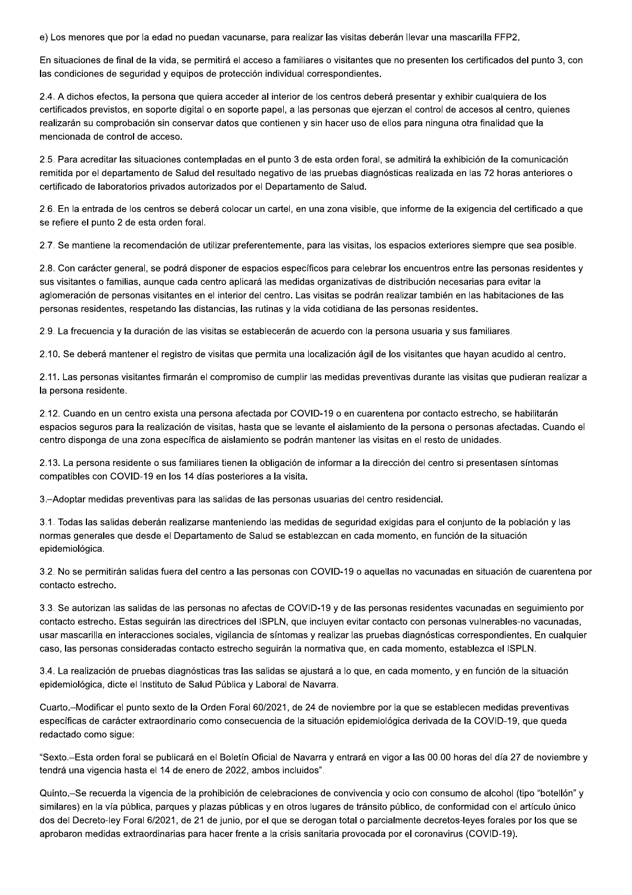e) Los menores que por la edad no puedan vacunarse, para realizar las visitas deberán llevar una mascarilla FFP2.

En situaciones de final de la vida, se permitirá el acceso a familiares o visitantes que no presenten los certificados del punto 3, con las condiciones de seguridad y equipos de protección individual correspondientes.

2.4. A dichos efectos, la persona que quiera acceder al interior de los centros deberá presentar y exhibir cualquiera de los certificados previstos, en soporte digital o en soporte papel, a las personas que ejerzan el control de accesos al centro, quienes realizarán su comprobación sin conservar datos que contienen y sin hacer uso de ellos para ninguna otra finalidad que la mencionada de control de acceso.

2.5. Para acreditar las situaciones contempladas en el punto 3 de esta orden foral, se admitirá la exhibición de la comunicación remitida por el departamento de Salud del resultado negativo de las pruebas diagnósticas realizada en las 72 horas anteriores o certificado de laboratorios privados autorizados por el Departamento de Salud.

2.6. En la entrada de los centros se deberá colocar un cartel, en una zona visible, que informe de la exigencia del certificado a que se refiere el punto 2 de esta orden foral.

2.7. Se mantiene la recomendación de utilizar preferentemente, para las visitas, los espacios exteriores siempre que sea posible.

2.8. Con carácter general, se podrá disponer de espacios específicos para celebrar los encuentros entre las personas residentes y sus visitantes o familias, aunque cada centro aplicará las medidas organizativas de distribución necesarias para evitar la aglomeración de personas visitantes en el interior del centro. Las visitas se podrán realizar también en las habitaciones de las personas residentes, respetando las distancias, las rutinas y la vida cotidiana de las personas residentes.

2.9. La frecuencia y la duración de las visitas se establecerán de acuerdo con la persona usuaria y sus familiares.

2.10. Se deberá mantener el registro de visitas que permita una localización ágil de los visitantes que hayan acudido al centro.

2.11. Las personas visitantes firmarán el compromiso de cumplir las medidas preventivas durante las visitas que pudieran realizar a la persona residente.

2.12. Cuando en un centro exista una persona afectada por COVID-19 o en cuarentena por contacto estrecho, se habilitarán espacios seguros para la realización de visitas, hasta que se levante el aislamiento de la persona o personas afectadas. Cuando el centro disponga de una zona específica de aislamiento se podrán mantener las visitas en el resto de unidades.

2.13. La persona residente o sus familiares tienen la obligación de informar a la dirección del centro si presentasen síntomas compatibles con COVID-19 en los 14 días posteriores a la visita.

3.–Adoptar medidas preventivas para las salidas de las personas usuarias del centro residencial.

3.1. Todas las salidas deberán realizarse manteniendo las medidas de seguridad exigidas para el conjunto de la población y las normas generales que desde el Departamento de Salud se establezcan en cada momento, en función de la situación epidemiológica.

3.2. No se permitirán salidas fuera del centro a las personas con COVID-19 o aquellas no vacunadas en situación de cuarentena por contacto estrecho.

3.3. Se autorizan las salidas de las personas no afectas de COVID-19 y de las personas residentes vacunadas en seguimiento por contacto estrecho. Estas seguirán las directrices del ISPLN, que incluyen evitar contacto con personas vulnerables-no vacunadas, usar mascarilla en interacciones sociales, vigilancia de síntomas y realizar las pruebas diagnósticas correspondientes. En cualquier caso, las personas consideradas contacto estrecho seguirán la normativa que, en cada momento, establezca el ISPLN.

3.4. La realización de pruebas diagnósticas tras las salidas se ajustará a lo que, en cada momento, y en función de la situación epidemiológica, dicte el Instituto de Salud Pública y Laboral de Navarra.

Cuarto.–Modificar el punto sexto de la Orden Foral 60/2021, de 24 de noviembre por la que se establecen medidas preventivas específicas de carácter extraordinario como consecuencia de la situación epidemiológica derivada de la COVID-19, que queda redactado como sigue:

"Sexto.–Esta orden foral se publicará en el Boletín Oficial de Navarra y entrará en vigor a las 00.00 horas del día 27 de noviembre y tendrá una vigencia hasta el 14 de enero de 2022, ambos incluidos".

Quinto.–Se recuerda la vigencia de la prohibición de celebraciones de convivencia y ocio con consumo de alcohol (tipo "botellón" y similares) en la vía pública, parques y plazas públicas y en otros lugares de tránsito público, de conformidad con el artículo único dos del Decreto-ley Foral 6/2021, de 21 de junio, por el que se derogan total o parcialmente decretos-leyes forales por los que se aprobaron medidas extraordinarias para hacer frente a la crisis sanitaria provocada por el coronavirus (COVID-19).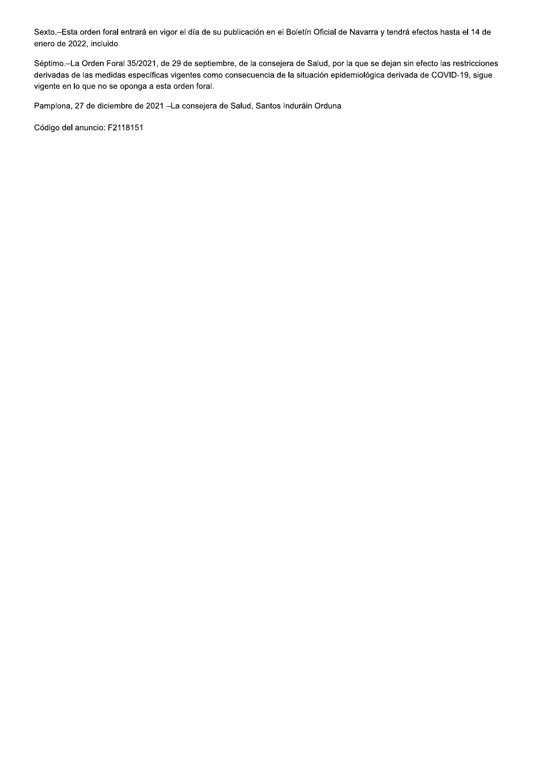Sexto.–Esta orden foral entrará en vigor el día de su publicación en el Boletín Oficial de Navarra y tendrá efectos hasta el 14 de enero de 2022, incluido.

Séptimo.–La Orden Foral 35/2021, de 29 de septiembre, de la consejera de Salud, por la que se dejan sin efecto las restricciones derivadas de las medidas específicas vigentes como consecuencia de la situación epidemiológica derivada de COVID-19, sigue vigente en lo que no se oponga a esta orden foral.

Pamplona, 27 de diciembre de 2021.–La consejera de Salud, Santos Induráin Orduna.

Código del anuncio: F2118151